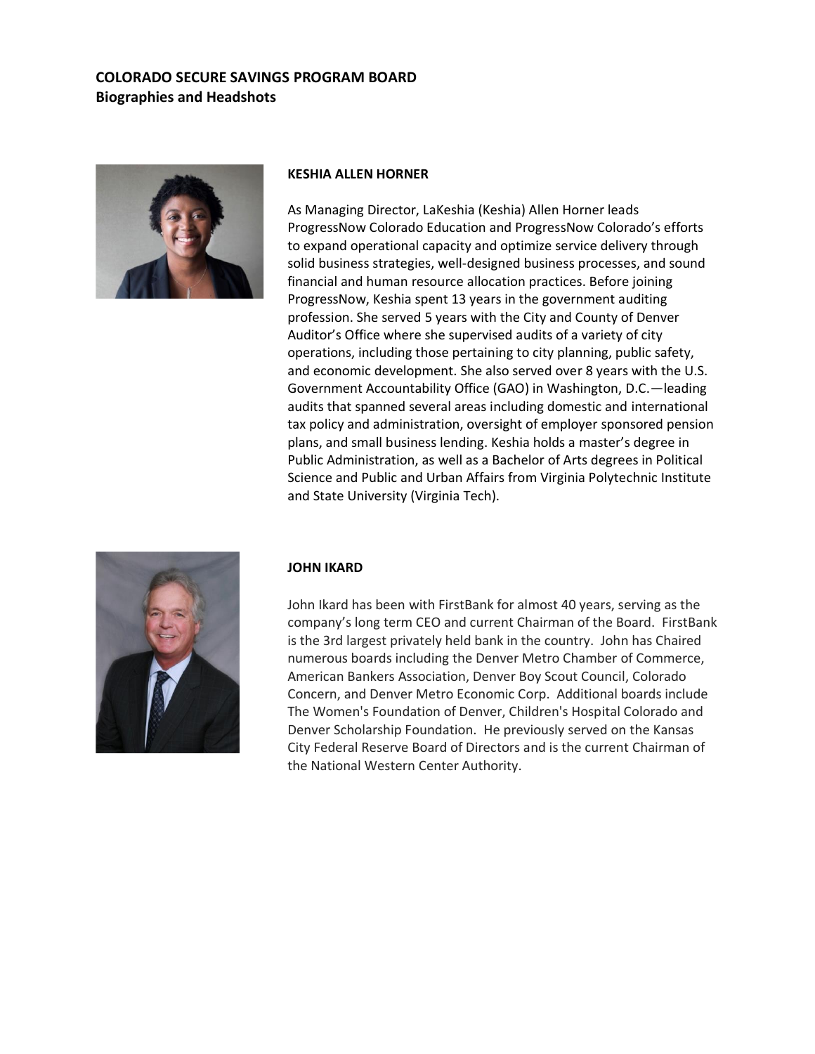**COLORADO SECURE SAVINGS PROGRAM BOARD**
**Biographies and Headshots**

**KESHIA ALLEN HORNER**

As Managing Director, LaKeshia (Keshia) Allen Horner leads ProgressNow Colorado Education and ProgressNow Colorado's efforts to expand operational capacity and optimize service delivery through solid business strategies, well-designed business processes, and sound financial and human resource allocation practices. Before joining ProgressNow, Keshia spent 13 years in the government auditing profession. She served 5 years with the City and County of Denver Auditor's Office where she supervised audits of a variety of city operations, including those pertaining to city planning, public safety, and economic development. She also served over 8 years with the U.S. Government Accountability Office (GAO) in Washington, D.C.—leading audits that spanned several areas including domestic and international tax policy and administration, oversight of employer sponsored pension plans, and small business lending. Keshia holds a master's degree in Public Administration, as well as a Bachelor of Arts degrees in Political Science and Public and Urban Affairs from Virginia Polytechnic Institute and State University (Virginia Tech).

**JOHN IKARD**

John Ikard has been with FirstBank for almost 40 years, serving as the company's long term CEO and current Chairman of the Board. FirstBank is the 3rd largest privately held bank in the country. John has Chaired numerous boards including the Denver Metro Chamber of Commerce, American Bankers Association, Denver Boy Scout Council, Colorado Concern, and Denver Metro Economic Corp. Additional boards include The Women's Foundation of Denver, Children's Hospital Colorado and Denver Scholarship Foundation. He previously served on the Kansas City Federal Reserve Board of Directors and is the current Chairman of the National Western Center Authority.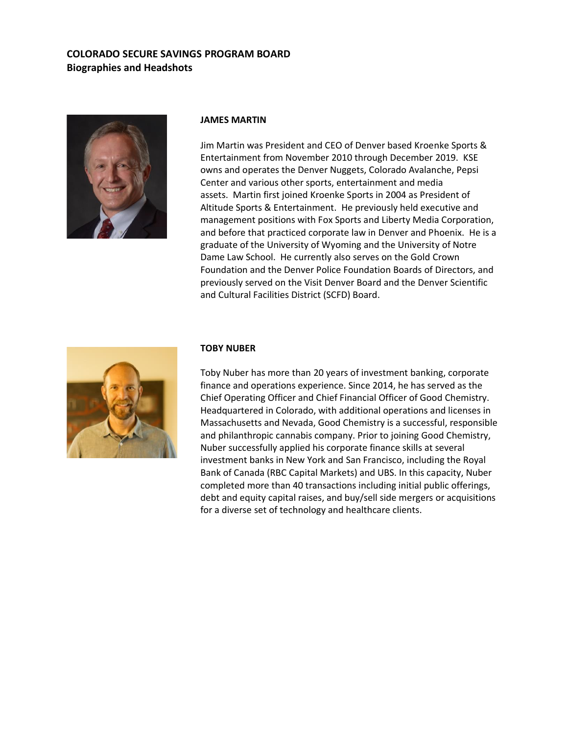**COLORADO SECURE SAVINGS PROGRAM BOARD**
**Biographies and Headshots**

### JAMES MARTIN

Jim Martin was President and CEO of Denver based Kroenke Sports & Entertainment from November 2010 through December 2019. KSE owns and operates the Denver Nuggets, Colorado Avalanche, Pepsi Center and various other sports, entertainment and media assets. Martin first joined Kroenke Sports in 2004 as President of Altitude Sports & Entertainment. He previously held executive and management positions with Fox Sports and Liberty Media Corporation, and before that practiced corporate law in Denver and Phoenix. He is a graduate of the University of Wyoming and the University of Notre Dame Law School. He currently also serves on the Gold Crown Foundation and the Denver Police Foundation Boards of Directors, and previously served on the Visit Denver Board and the Denver Scientific and Cultural Facilities District (SCFD) Board.

### TOBY NUBER

Toby Nuber has more than 20 years of investment banking, corporate finance and operations experience. Since 2014, he has served as the Chief Operating Officer and Chief Financial Officer of Good Chemistry. Headquartered in Colorado, with additional operations and licenses in Massachusetts and Nevada, Good Chemistry is a successful, responsible and philanthropic cannabis company. Prior to joining Good Chemistry, Nuber successfully applied his corporate finance skills at several investment banks in New York and San Francisco, including the Royal Bank of Canada (RBC Capital Markets) and UBS. In this capacity, Nuber completed more than 40 transactions including initial public offerings, debt and equity capital raises, and buy/sell side mergers or acquisitions for a diverse set of technology and healthcare clients.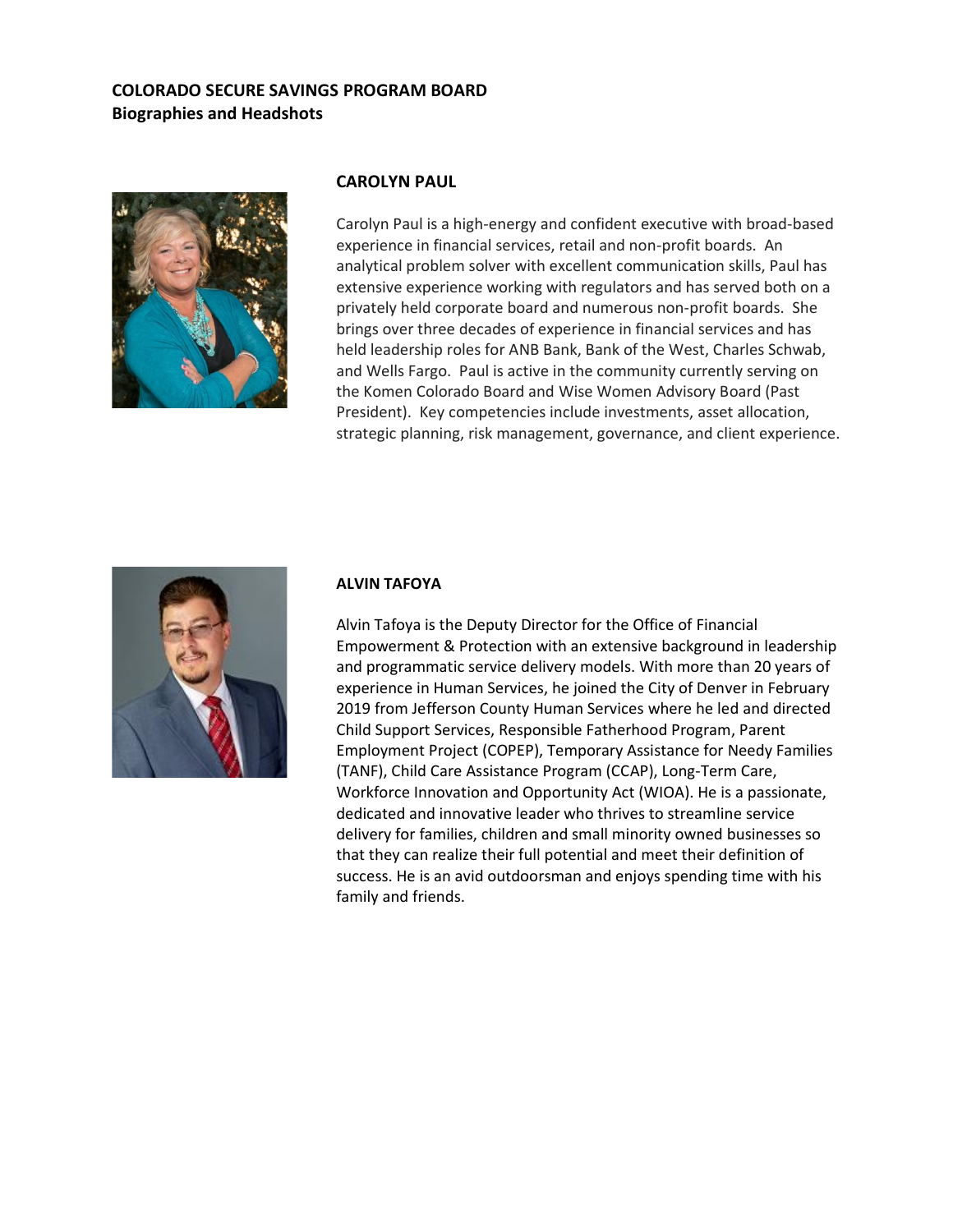**COLORADO SECURE SAVINGS PROGRAM BOARD**
**Biographies and Headshots**

### CAROLYN PAUL

Carolyn Paul is a high-energy and confident executive with broad-based experience in financial services, retail and non-profit boards. An analytical problem solver with excellent communication skills, Paul has extensive experience working with regulators and has served both on a privately held corporate board and numerous non-profit boards. She brings over three decades of experience in financial services and has held leadership roles for ANB Bank, Bank of the West, Charles Schwab, and Wells Fargo. Paul is active in the community currently serving on the Komen Colorado Board and Wise Women Advisory Board (Past President). Key competencies include investments, asset allocation, strategic planning, risk management, governance, and client experience.

### ALVIN TAFOYA

Alvin Tafoya is the Deputy Director for the Office of Financial Empowerment & Protection with an extensive background in leadership and programmatic service delivery models. With more than 20 years of experience in Human Services, he joined the City of Denver in February 2019 from Jefferson County Human Services where he led and directed Child Support Services, Responsible Fatherhood Program, Parent Employment Project (COPEP), Temporary Assistance for Needy Families (TANF), Child Care Assistance Program (CCAP), Long-Term Care, Workforce Innovation and Opportunity Act (WIOA). He is a passionate, dedicated and innovative leader who thrives to streamline service delivery for families, children and small minority owned businesses so that they can realize their full potential and meet their definition of success. He is an avid outdoorsman and enjoys spending time with his family and friends.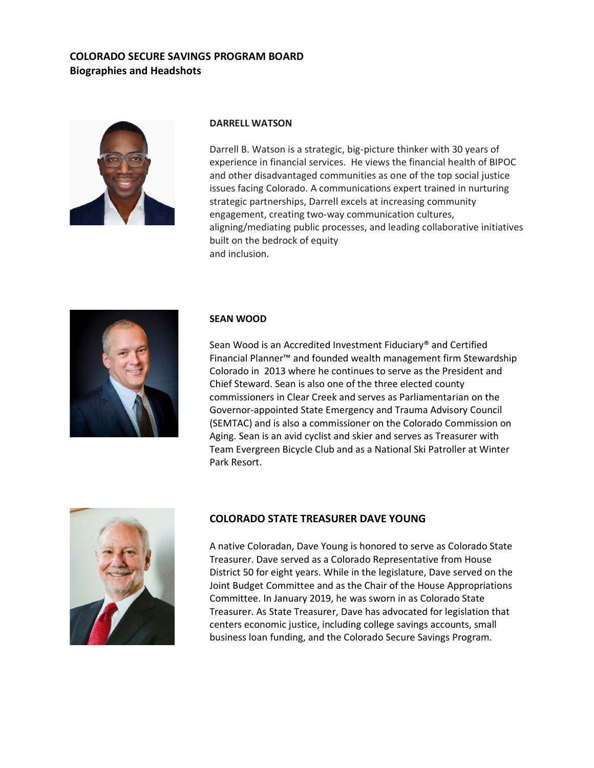**COLORADO SECURE SAVINGS PROGRAM BOARD**
**Biographies and Headshots**

**DARRELL WATSON**

Darrell B. Watson is a strategic, big-picture thinker with 30 years of experience in financial services. He views the financial health of BIPOC and other disadvantaged communities as one of the top social justice issues facing Colorado. A communications expert trained in nurturing strategic partnerships, Darrell excels at increasing community engagement, creating two-way communication cultures, aligning/mediating public processes, and leading collaborative initiatives built on the bedrock of equity and inclusion.

**SEAN WOOD**

Sean Wood is an Accredited Investment Fiduciary® and Certified Financial Planner™ and founded wealth management firm Stewardship Colorado in 2013 where he continues to serve as the President and Chief Steward. Sean is also one of the three elected county commissioners in Clear Creek and serves as Parliamentarian on the Governor-appointed State Emergency and Trauma Advisory Council (SEMTAC) and is also a commissioner on the Colorado Commission on Aging. Sean is an avid cyclist and skier and serves as Treasurer with Team Evergreen Bicycle Club and as a National Ski Patroller at Winter Park Resort.

**COLORADO STATE TREASURER DAVE YOUNG**

A native Coloradan, Dave Young is honored to serve as Colorado State Treasurer. Dave served as a Colorado Representative from House District 50 for eight years. While in the legislature, Dave served on the Joint Budget Committee and as the Chair of the House Appropriations Committee. In January 2019, he was sworn in as Colorado State Treasurer. As State Treasurer, Dave has advocated for legislation that centers economic justice, including college savings accounts, small business loan funding, and the Colorado Secure Savings Program.